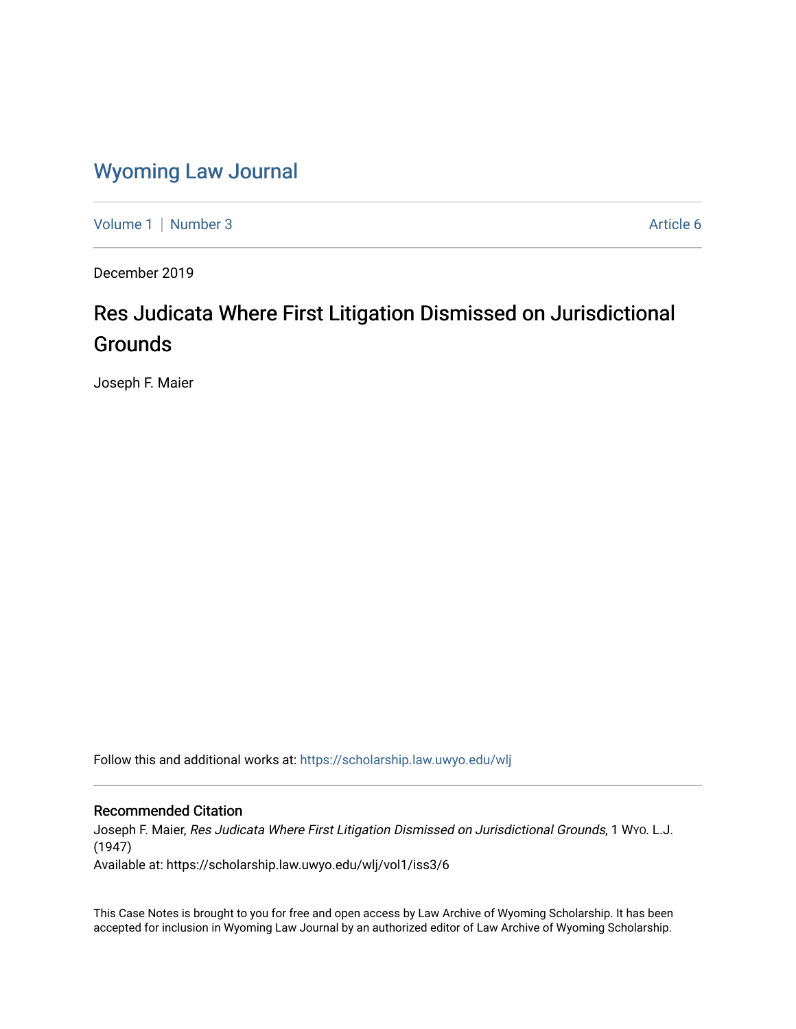# Wyoming Law Journal

Volume 1 | Number 3 Article 6

December 2019

## Res Judicata Where First Litigation Dismissed on Jurisdictional Grounds

Joseph F. Maier

Follow this and additional works at: https://scholarship.law.uwyo.edu/wlj

### Recommended Citation

Joseph F. Maier, *Res Judicata Where First Litigation Dismissed on Jurisdictional Grounds*, 1 WYO. L.J. (1947)

Available at: https://scholarship.law.uwyo.edu/wlj/vol1/iss3/6

This Case Notes is brought to you for free and open access by Law Archive of Wyoming Scholarship. It has been accepted for inclusion in Wyoming Law Journal by an authorized editor of Law Archive of Wyoming Scholarship.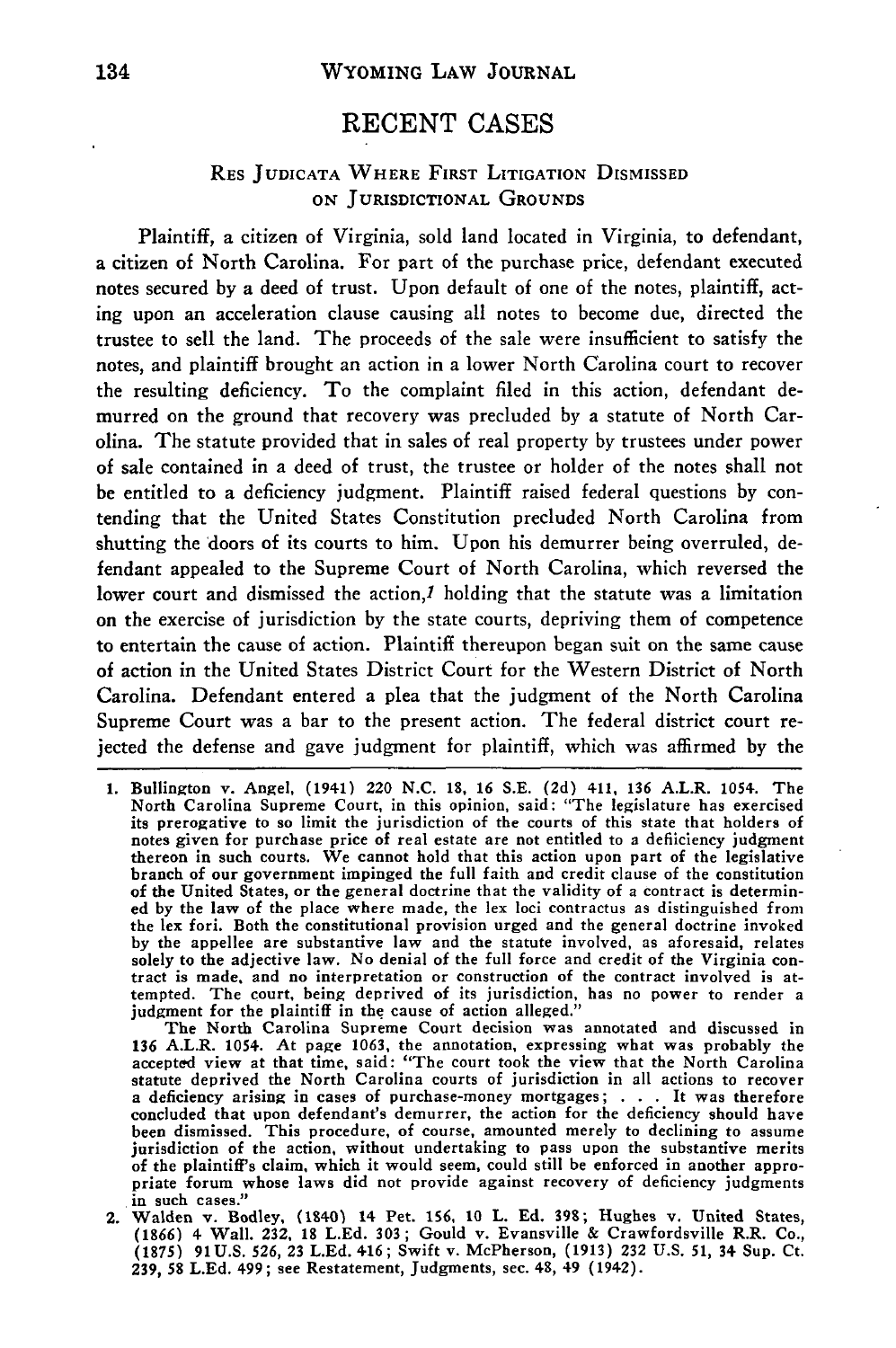## RECENT CASES

### Res Judicata Where First Litigation Dismissed on Jurisdictional Grounds

Plaintiff, a citizen of Virginia, sold land located in Virginia, to defendant, a citizen of North Carolina. For part of the purchase price, defendant executed notes secured by a deed of trust. Upon default of one of the notes, plaintiff, acting upon an acceleration clause causing all notes to become due, directed the trustee to sell the land. The proceeds of the sale were insufficient to satisfy the notes, and plaintiff brought an action in a lower North Carolina court to recover the resulting deficiency. To the complaint filed in this action, defendant demurred on the ground that recovery was precluded by a statute of North Carolina. The statute provided that in sales of real property by trustees under power of sale contained in a deed of trust, the trustee or holder of the notes shall not be entitled to a deficiency judgment. Plaintiff raised federal questions by contending that the United States Constitution precluded North Carolina from shutting the doors of its courts to him. Upon his demurrer being overruled, defendant appealed to the Supreme Court of North Carolina, which reversed the lower court and dismissed the action,[1] holding that the statute was a limitation on the exercise of jurisdiction by the state courts, depriving them of competence to entertain the cause of action. Plaintiff thereupon began suit on the same cause of action in the United States District Court for the Western District of North Carolina. Defendant entered a plea that the judgment of the North Carolina Supreme Court was a bar to the present action. The federal district court rejected the defense and gave judgment for plaintiff, which was affirmed by the

---

1. Bullington v. Angel, (1941) 220 N.C. 18, 16 S.E. (2d) 411, 136 A.L.R. 1054. The North Carolina Supreme Court, in this opinion, said: "The legislature has exercised its prerogative to so limit the jurisdiction of the courts of this state that holders of notes given for purchase price of real estate are not entitled to a deficiency judgment thereon in such courts. We cannot hold that this action upon part of the legislative branch of our government impinged the full faith and credit clause of the constitution of the United States, or the general doctrine that the validity of a contract is determined by the law of the place where made, the lex loci contractus as distinguished from the lex fori. Both the constitutional provision urged and the general doctrine invoked by the appellee are substantive law and the statute involved, as aforesaid, relates solely to the adjective law. No denial of the full force and credit of the Virginia contract is made, and no interpretation or construction of the contract involved is attempted. The court, being deprived of its jurisdiction, has no power to render a judgment for the plaintiff in the cause of action alleged."

   The North Carolina Supreme Court decision was annotated and discussed in 136 A.L.R. 1054. At page 1063, the annotation, expressing what was probably the accepted view at that time, said: "The court took the view that the North Carolina statute deprived the North Carolina courts of jurisdiction in all actions to recover a deficiency arising in cases of purchase-money mortgages; . . . It was therefore concluded that upon defendant's demurrer, the action for the deficiency should have been dismissed. This procedure, of course, amounted merely to declining to assume jurisdiction of the action, without undertaking to pass upon the substantive merits of the plaintiff's claim, which it would seem, could still be enforced in another appropriate forum whose laws did not provide against recovery of deficiency judgments in such cases."

2. Walden v. Bodley, (1840) 14 Pet. 156, 10 L. Ed. 398; Hughes v. United States, (1866) 4 Wall. 232, 18 L.Ed. 303; Gould v. Evansville & Crawfordsville R.R. Co., (1875) 91 U.S. 526, 23 L.Ed. 416; Swift v. McPherson, (1913) 232 U.S. 51, 34 Sup. Ct. 239, 58 L.Ed. 499; see Restatement, Judgments, sec. 48, 49 (1942).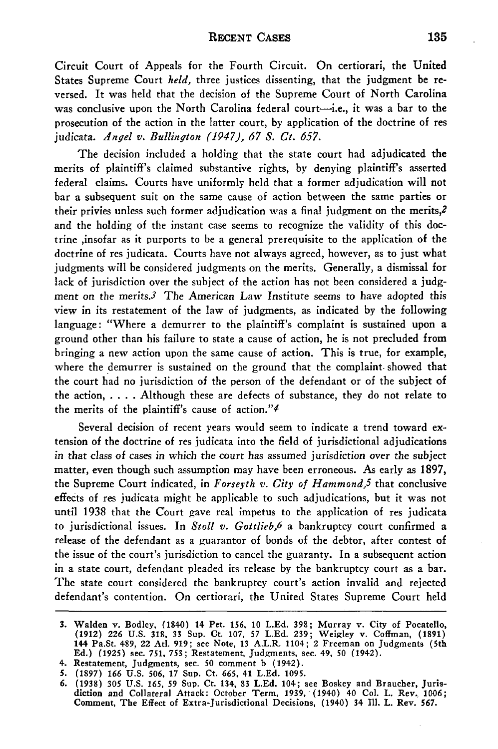Circuit Court of Appeals for the Fourth Circuit. On certiorari, the United States Supreme Court *held*, three justices dissenting, that the judgment be reversed. It was held that the decision of the Supreme Court of North Carolina was conclusive upon the North Carolina federal court—i.e., it was a bar to the prosecution of the action in the latter court, by application of the doctrine of res judicata. *Angel v. Bullington (1947), 67 S. Ct. 657.*

The decision included a holding that the state court had adjudicated the merits of plaintiff's claimed substantive rights, by denying plaintiff's asserted federal claims. Courts have uniformly held that a former adjudication will not bar a subsequent suit on the same cause of action between the same parties or their privies unless such former adjudication was a final judgment on the merits,[2] and the holding of the instant case seems to recognize the validity of this doctrine ,insofar as it purports to be a general prerequisite to the application of the doctrine of res judicata. Courts have not always agreed, however, as to just what judgments will be considered judgments on the merits. Generally, a dismissal for lack of jurisdiction over the subject of the action has not been considered a judgment on the merits.[3] The American Law Institute seems to have adopted this view in its restatement of the law of judgments, as indicated by the following language: "Where a demurrer to the plaintiff's complaint is sustained upon a ground other than his failure to state a cause of action, he is not precluded from bringing a new action upon the same cause of action. This is true, for example, where the demurrer is sustained on the ground that the complaint showed that the court had no jurisdiction of the person of the defendant or of the subject of the action, . . . . Although these are defects of substance, they do not relate to the merits of the plaintiff's cause of action."[4]

Several decision of recent years would seem to indicate a trend toward extension of the doctrine of res judicata into the field of jurisdictional adjudications in that class of cases in which the court has assumed jurisdiction over the subject matter, even though such assumption may have been erroneous. As early as 1897, the Supreme Court indicated, in *Forseyth v. City of Hammond*,[5] that conclusive effects of res judicata might be applicable to such adjudications, but it was not until 1938 that the Court gave real impetus to the application of res judicata to jurisdictional issues. In *Stoll v. Gottlieb*,[6] a bankruptcy court confirmed a release of the defendant as a guarantor of bonds of the debtor, after contest of the issue of the court's jurisdiction to cancel the guaranty. In a subsequent action in a state court, defendant pleaded its release by the bankruptcy court as a bar. The state court considered the bankruptcy court's action invalid and rejected defendant's contention. On certiorari, the United States Supreme Court held

---

3. Walden v. Bodley, (1840) 14 Pet. 156, 10 L.Ed. 398; Murray v. City of Pocatello, (1912) 226 U.S. 318, 33 Sup. Ct. 107, 57 L.Ed. 239; Weigley v. Coffman, (1891) 144 Pa.St. 489, 22 Atl. 919; see Note, 13 A.L.R. 1104; 2 Freeman on Judgments (5th Ed.) (1925) sec. 751, 753; Restatement, Judgments, sec. 49, 50 (1942).

4. Restatement, Judgments, sec. 50 comment b (1942).

5. (1897) 166 U.S. 506, 17 Sup. Ct. 665, 41 L.Ed. 1095.

6. (1938) 305 U.S. 165, 59 Sup. Ct. 134, 83 L.Ed. 104; see Boskey and Braucher, Jurisdiction and Collateral Attack: October Term, 1939, (1940) 40 Col. L. Rev. 1006; Comment, The Effect of Extra-Jurisdictional Decisions, (1940) 34 Ill. L. Rev. 567.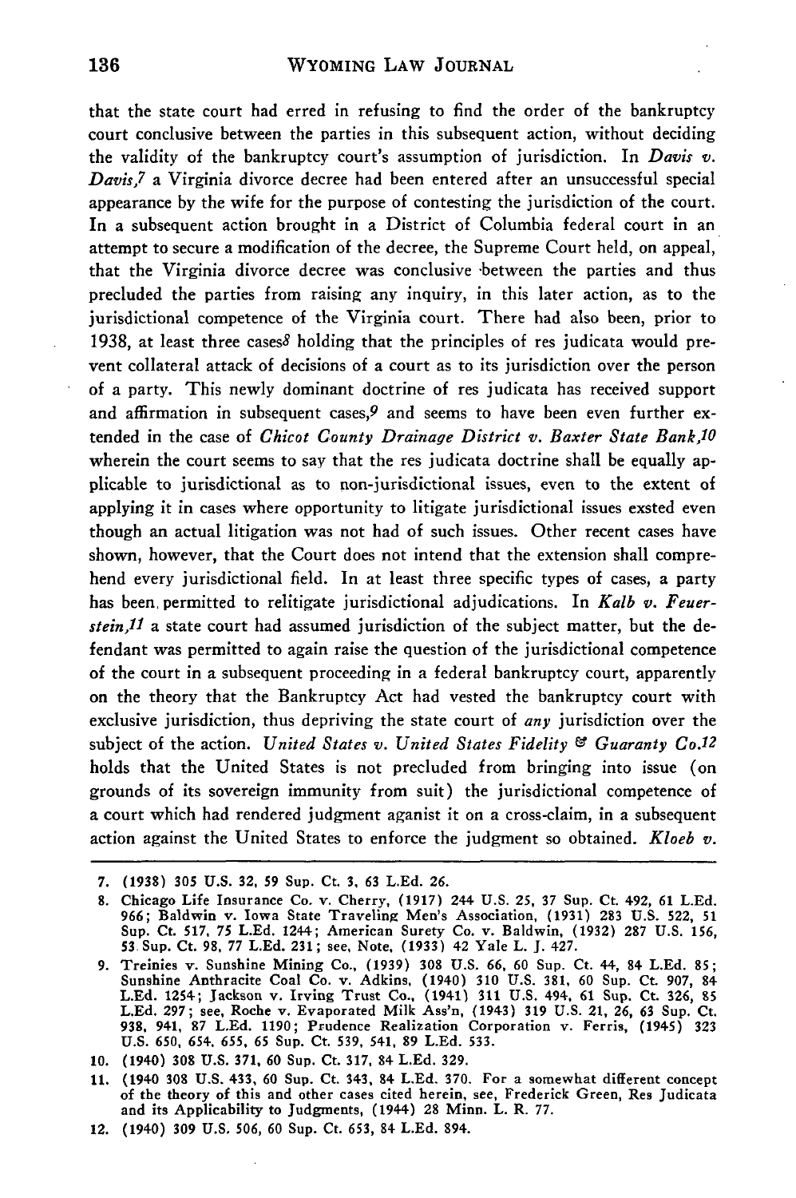that the state court had erred in refusing to find the order of the bankruptcy court conclusive between the parties in this subsequent action, without deciding the validity of the bankruptcy court's assumption of jurisdiction. In *Davis v. Davis*,[7] a Virginia divorce decree had been entered after an unsuccessful special appearance by the wife for the purpose of contesting the jurisdiction of the court. In a subsequent action brought in a District of Columbia federal court in an attempt to secure a modification of the decree, the Supreme Court held, on appeal, that the Virginia divorce decree was conclusive between the parties and thus precluded the parties from raising any inquiry, in this later action, as to the jurisdictional competence of the Virginia court. There had also been, prior to 1938, at least three cases[8] holding that the principles of res judicata would prevent collateral attack of decisions of a court as to its jurisdiction over the person of a party. This newly dominant doctrine of res judicata has received support and affirmation in subsequent cases,[9] and seems to have been even further extended in the case of *Chicot County Drainage District v. Baxter State Bank*,[10] wherein the court seems to say that the res judicata doctrine shall be equally applicable to jurisdictional as to non-jurisdictional issues, even to the extent of applying it in cases where opportunity to litigate jurisdictional issues exsted even though an actual litigation was not had of such issues. Other recent cases have shown, however, that the Court does not intend that the extension shall comprehend every jurisdictional field. In at least three specific types of cases, a party has been permitted to relitigate jurisdictional adjudications. In *Kalb v. Feuerstein*,[11] a state court had assumed jurisdiction of the subject matter, but the defendant was permitted to again raise the question of the jurisdictional competence of the court in a subsequent proceeding in a federal bankruptcy court, apparently on the theory that the Bankruptcy Act had vested the bankruptcy court with exclusive jurisdiction, thus depriving the state court of *any* jurisdiction over the subject of the action. *United States v. United States Fidelity & Guaranty Co.*[12] holds that the United States is not precluded from bringing into issue (on grounds of its sovereign immunity from suit) the jurisdictional competence of a court which had rendered judgment aganist it on a cross-claim, in a subsequent action against the United States to enforce the judgment so obtained. *Kloeb v.*

---

7. (1938) 305 U.S. 32, 59 Sup. Ct. 3, 63 L.Ed. 26.

8. Chicago Life Insurance Co. v. Cherry, (1917) 244 U.S. 25, 37 Sup. Ct. 492, 61 L.Ed. 966; Baldwin v. Iowa State Traveling Men's Association, (1931) 283 U.S. 522, 51 Sup. Ct. 517, 75 L.Ed. 1244; American Surety Co. v. Baldwin, (1932) 287 U.S. 156, 53 Sup. Ct. 98, 77 L.Ed. 231; see, Note, (1933) 42 Yale L. J. 427.

9. Treinies v. Sunshine Mining Co., (1939) 308 U.S. 66, 60 Sup. Ct. 44, 84 L.Ed. 85; Sunshine Anthracite Coal Co. v. Adkins, (1940) 310 U.S. 381, 60 Sup. Ct. 907, 84 L.Ed. 1254; Jackson v. Irving Trust Co., (1941) 311 U.S. 494, 61 Sup. Ct. 326, 85 L.Ed. 297; see, Roche v. Evaporated Milk Ass'n, (1943) 319 U.S. 21, 26, 63 Sup. Ct. 938, 941, 87 L.Ed. 1190; Prudence Realization Corporation v. Ferris, (1945) 323 U.S. 650, 654, 655, 65 Sup. Ct. 539, 541, 89 L.Ed. 533.

10. (1940) 308 U.S. 371, 60 Sup. Ct. 317, 84 L.Ed. 329.

11. (1940 308 U.S. 433, 60 Sup. Ct. 343, 84 L.Ed. 370. For a somewhat different concept of the theory of this and other cases cited herein, see, Frederick Green, Res Judicata and its Applicability to Judgments, (1944) 28 Minn. L. R. 77.

12. (1940) 309 U.S. 506, 60 Sup. Ct. 653, 84 L.Ed. 894.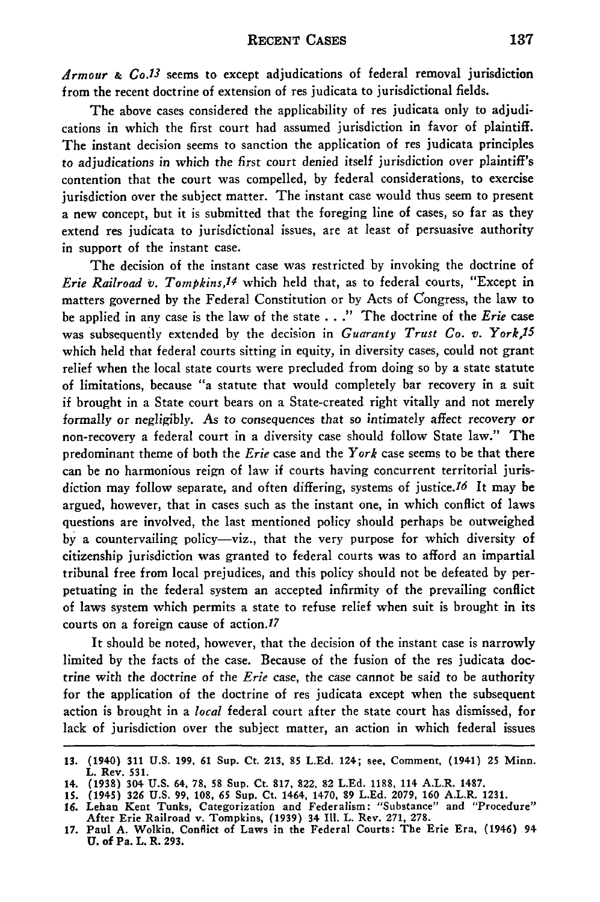*Armour & Co.*[13] seems to except adjudications of federal removal jurisdiction from the recent doctrine of extension of res judicata to jurisdictional fields.

The above cases considered the applicability of res judicata only to adjudications in which the first court had assumed jurisdiction in favor of plaintiff. The instant decision seems to sanction the application of res judicata principles to adjudications in which the first court denied itself jurisdiction over plaintiff's contention that the court was compelled, by federal considerations, to exercise jurisdiction over the subject matter. The instant case would thus seem to present a new concept, but it is submitted that the foreging line of cases, so far as they extend res judicata to jurisdictional issues, are at least of persuasive authority in support of the instant case.

The decision of the instant case was restricted by invoking the doctrine of *Erie Railroad v. Tompkins*,[14] which held that, as to federal courts, "Except in matters governed by the Federal Constitution or by Acts of Congress, the law to be applied in any case is the law of the state . . ." The doctrine of the *Erie* case was subsequently extended by the decision in *Guaranty Trust Co. v. York*,[15] which held that federal courts sitting in equity, in diversity cases, could not grant relief when the local state courts were precluded from doing so by a state statute of limitations, because "a statute that would completely bar recovery in a suit if brought in a State court bears on a State-created right vitally and not merely formally or negligibly. As to consequences that so intimately affect recovery or non-recovery a federal court in a diversity case should follow State law." The predominant theme of both the *Erie* case and the *York* case seems to be that there can be no harmonious reign of law if courts having concurrent territorial jurisdiction may follow separate, and often differing, systems of justice.[16] It may be argued, however, that in cases such as the instant one, in which conflict of laws questions are involved, the last mentioned policy should perhaps be outweighed by a countervailing policy—viz., that the very purpose for which diversity of citizenship jurisdiction was granted to federal courts was to afford an impartial tribunal free from local prejudices, and this policy should not be defeated by perpetuating in the federal system an accepted infirmity of the prevailing conflict of laws system which permits a state to refuse relief when suit is brought in its courts on a foreign cause of action.[17]

It should be noted, however, that the decision of the instant case is narrowly limited by the facts of the case. Because of the fusion of the res judicata doctrine with the doctrine of the *Erie* case, the case cannot be said to be authority for the application of the doctrine of res judicata except when the subsequent action is brought in a *local* federal court after the state court has dismissed, for lack of jurisdiction over the subject matter, an action in which federal issues

---

13. (1940) 311 U.S. 199, 61 Sup. Ct. 213, 85 L.Ed. 124; see, Comment, (1941) 25 Minn. L. Rev. 531.
14. (1938) 304 U.S. 64, 78, 58 Sup. Ct. 817, 822, 82 L.Ed. 1188, 114 A.L.R. 1487.
15. (1945) 326 U.S. 99, 108, 65 Sup. Ct. 1464, 1470, 89 L.Ed. 2079, 160 A.L.R. 1231.
16. Lehan Kent Tunks, Categorization and Federalism: "Substance" and "Procedure" After Erie Railroad v. Tompkins, (1939) 34 Ill. L. Rev. 271, 278.
17. Paul A. Wolkin, Conflict of Laws in the Federal Courts: The Erie Era, (1946) 94 U. of Pa. L. R. 293.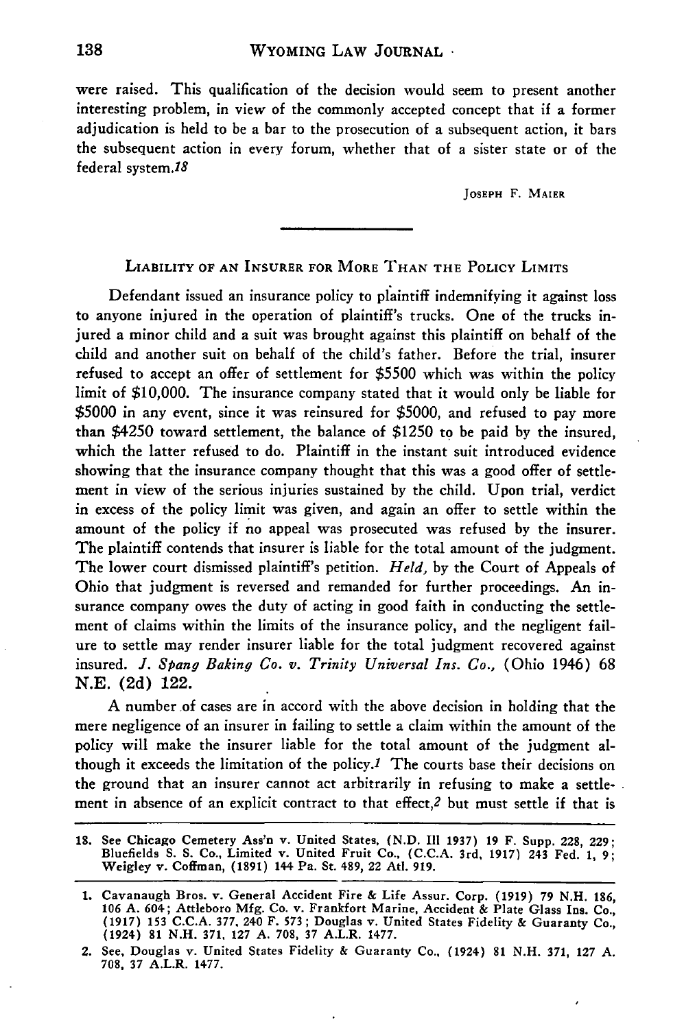were raised. This qualification of the decision would seem to present another interesting problem, in view of the commonly accepted concept that if a former adjudication is held to be a bar to the prosecution of a subsequent action, it bars the subsequent action in every forum, whether that of a sister state or of the federal system.[18]

JOSEPH F. MAIER

---

## LIABILITY OF AN INSURER FOR MORE THAN THE POLICY LIMITS

Defendant issued an insurance policy to plaintiff indemnifying it against loss to anyone injured in the operation of plaintiff's trucks. One of the trucks injured a minor child and a suit was brought against this plaintiff on behalf of the child and another suit on behalf of the child's father. Before the trial, insurer refused to accept an offer of settlement for $5500 which was within the policy limit of $10,000. The insurance company stated that it would only be liable for $5000 in any event, since it was reinsured for $5000, and refused to pay more than $4250 toward settlement, the balance of $1250 to be paid by the insured, which the latter refused to do. Plaintiff in the instant suit introduced evidence showing that the insurance company thought that this was a good offer of settlement in view of the serious injuries sustained by the child. Upon trial, verdict in excess of the policy limit was given, and again an offer to settle within the amount of the policy if no appeal was prosecuted was refused by the insurer. The plaintiff contends that insurer is liable for the total amount of the judgment. The lower court dismissed plaintiff's petition. *Held,* by the Court of Appeals of Ohio that judgment is reversed and remanded for further proceedings. An insurance company owes the duty of acting in good faith in conducting the settlement of claims within the limits of the insurance policy, and the negligent failure to settle may render insurer liable for the total judgment recovered against insured. *J. Spang Baking Co. v. Trinity Universal Ins. Co.,* (Ohio 1946) 68 N.E. (2d) 122.

A number of cases are in accord with the above decision in holding that the mere negligence of an insurer in failing to settle a claim within the amount of the policy will make the insurer liable for the total amount of the judgment although it exceeds the limitation of the policy.[1] The courts base their decisions on the ground that an insurer cannot act arbitrarily in refusing to make a settlement in absence of an explicit contract to that effect,[2] but must settle if that is

---

18. See Chicago Cemetery Ass'n v. United States, (N.D. Ill 1937) 19 F. Supp. 228, 229; Bluefields S. S. Co., Limited v. United Fruit Co., (C.C.A. 3rd, 1917) 243 Fed. 1, 9; Weigley v. Coffman, (1891) 144 Pa. St. 489, 22 Atl. 919.

1. Cavanaugh Bros. v. General Accident Fire & Life Assur. Corp. (1919) 79 N.H. 186, 106 A. 604; Attleboro Mfg. Co. v. Frankfort Marine, Accident & Plate Glass Ins. Co., (1917) 153 C.C.A. 377, 240 F. 573; Douglas v. United States Fidelity & Guaranty Co., (1924) 81 N.H. 371, 127 A. 708, 37 A.L.R. 1477.
2. See, Douglas v. United States Fidelity & Guaranty Co., (1924) 81 N.H. 371, 127 A. 708, 37 A.L.R. 1477.